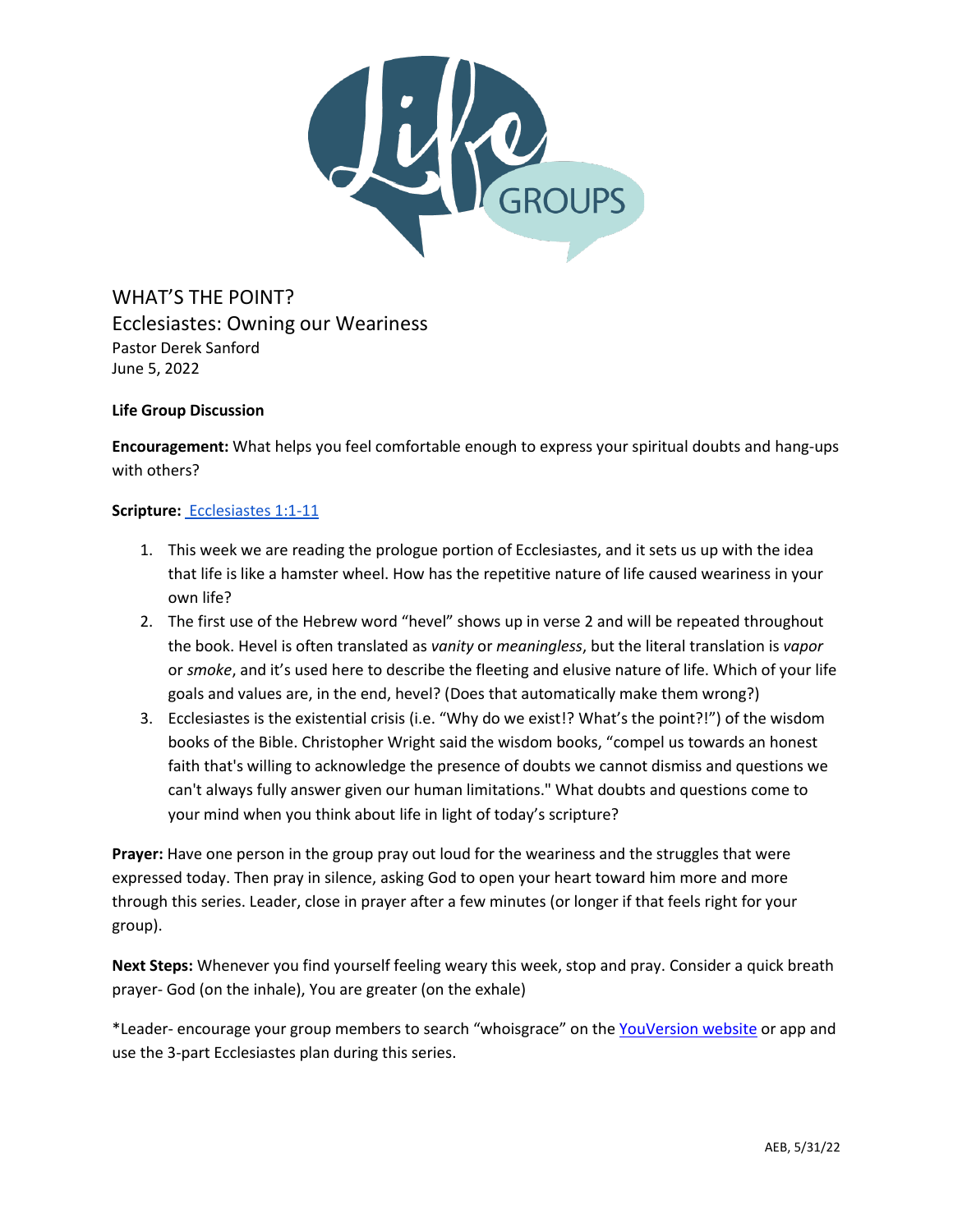# WHAT'S THE POINT?

## Ecclesiastes: Owning our Weariness

Pastor Derek Sanford
June 5, 2022

**Life Group Discussion**

**Encouragement:** What helps you feel comfortable enough to express your spiritual doubts and hang-ups with others?

**Scripture:** [Ecclesiastes 1:1-11]

1. This week we are reading the prologue portion of Ecclesiastes, and it sets us up with the idea that life is like a hamster wheel. How has the repetitive nature of life caused weariness in your own life?
2. The first use of the Hebrew word "hevel" shows up in verse 2 and will be repeated throughout the book. Hevel is often translated as *vanity* or *meaningless*, but the literal translation is *vapor* or *smoke*, and it's used here to describe the fleeting and elusive nature of life. Which of your life goals and values are, in the end, hevel? (Does that automatically make them wrong?)
3. Ecclesiastes is the existential crisis (i.e. "Why do we exist!? What's the point?!") of the wisdom books of the Bible. Christopher Wright said the wisdom books, "compel us towards an honest faith that's willing to acknowledge the presence of doubts we cannot dismiss and questions we can't always fully answer given our human limitations." What doubts and questions come to your mind when you think about life in light of today's scripture?

**Prayer:** Have one person in the group pray out loud for the weariness and the struggles that were expressed today. Then pray in silence, asking God to open your heart toward him more and more through this series. Leader, close in prayer after a few minutes (or longer if that feels right for your group).

**Next Steps:** Whenever you find yourself feeling weary this week, stop and pray. Consider a quick breath prayer- God (on the inhale), You are greater (on the exhale)

*Leader- encourage your group members to search "whoisgrace" on the YouVersion website or app and use the 3-part Ecclesiastes plan during this series.

AEB, 5/31/22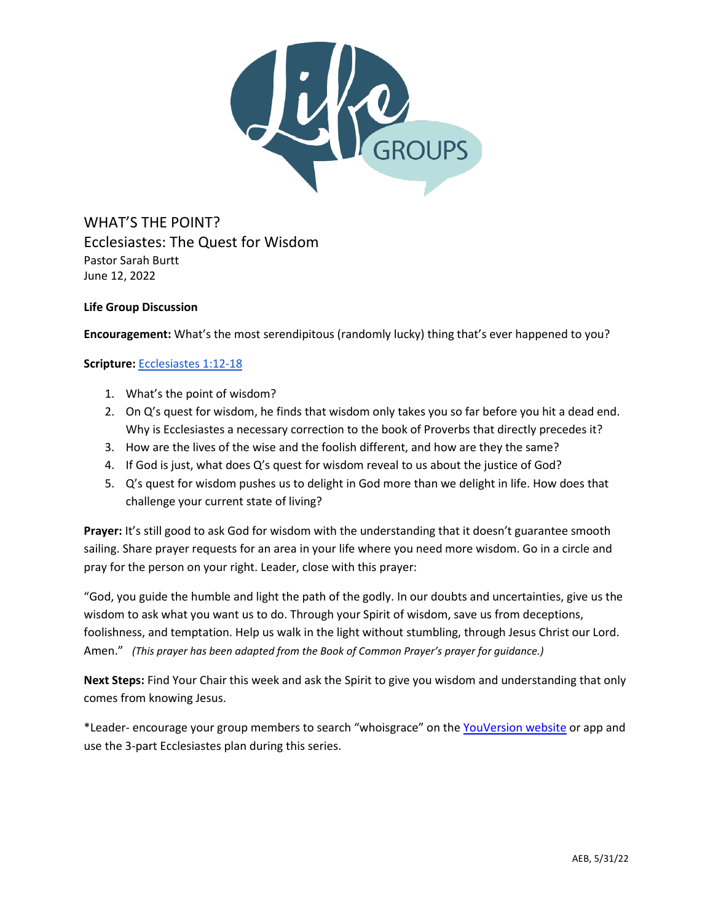WHAT'S THE POINT?

Ecclesiastes: The Quest for Wisdom

Pastor Sarah Burtt

June 12, 2022

**Life Group Discussion**

**Encouragement:** What's the most serendipitous (randomly lucky) thing that's ever happened to you?

**Scripture:** Ecclesiastes 1:12-18

1. What's the point of wisdom?
2. On Q's quest for wisdom, he finds that wisdom only takes you so far before you hit a dead end. Why is Ecclesiastes a necessary correction to the book of Proverbs that directly precedes it?
3. How are the lives of the wise and the foolish different, and how are they the same?
4. If God is just, what does Q's quest for wisdom reveal to us about the justice of God?
5. Q's quest for wisdom pushes us to delight in God more than we delight in life. How does that challenge your current state of living?

**Prayer:** It's still good to ask God for wisdom with the understanding that it doesn't guarantee smooth sailing. Share prayer requests for an area in your life where you need more wisdom. Go in a circle and pray for the person on your right. Leader, close with this prayer:

"God, you guide the humble and light the path of the godly. In our doubts and uncertainties, give us the wisdom to ask what you want us to do. Through your Spirit of wisdom, save us from deceptions, foolishness, and temptation. Help us walk in the light without stumbling, through Jesus Christ our Lord. Amen." *(This prayer has been adapted from the Book of Common Prayer's prayer for guidance.)*

**Next Steps:** Find Your Chair this week and ask the Spirit to give you wisdom and understanding that only comes from knowing Jesus.

*Leader- encourage your group members to search "whoisgrace" on the YouVersion website or app and use the 3-part Ecclesiastes plan during this series.

AEB, 5/31/22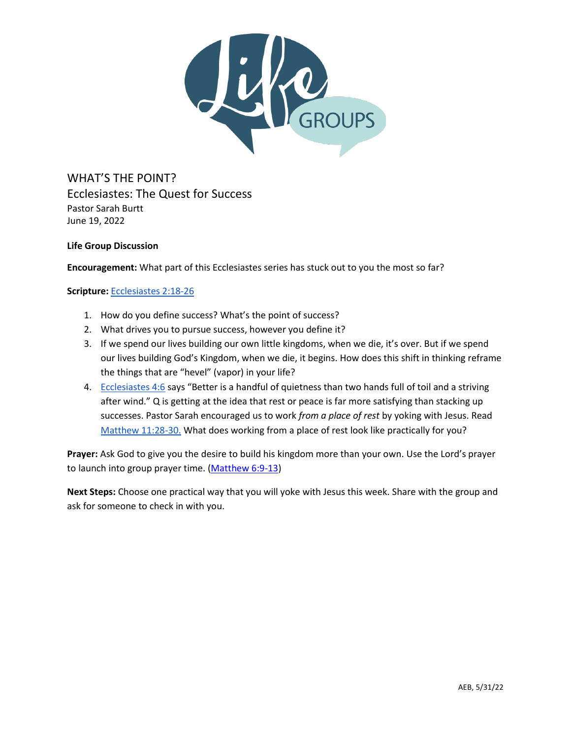# WHAT'S THE POINT?

## Ecclesiastes: The Quest for Success

Pastor Sarah Burtt
June 19, 2022

**Life Group Discussion**

**Encouragement:** What part of this Ecclesiastes series has stuck out to you the most so far?

**Scripture:** Ecclesiastes 2:18-26

1. How do you define success? What's the point of success?
2. What drives you to pursue success, however you define it?
3. If we spend our lives building our own little kingdoms, when we die, it's over. But if we spend our lives building God's Kingdom, when we die, it begins. How does this shift in thinking reframe the things that are "hevel" (vapor) in your life?
4. Ecclesiastes 4:6 says "Better is a handful of quietness than two hands full of toil and a striving after wind." Q is getting at the idea that rest or peace is far more satisfying than stacking up successes. Pastor Sarah encouraged us to work *from a place of rest* by yoking with Jesus. Read Matthew 11:28-30. What does working from a place of rest look like practically for you?

**Prayer:** Ask God to give you the desire to build his kingdom more than your own. Use the Lord's prayer to launch into group prayer time. (Matthew 6:9-13)

**Next Steps:** Choose one practical way that you will yoke with Jesus this week. Share with the group and ask for someone to check in with you.

AEB, 5/31/22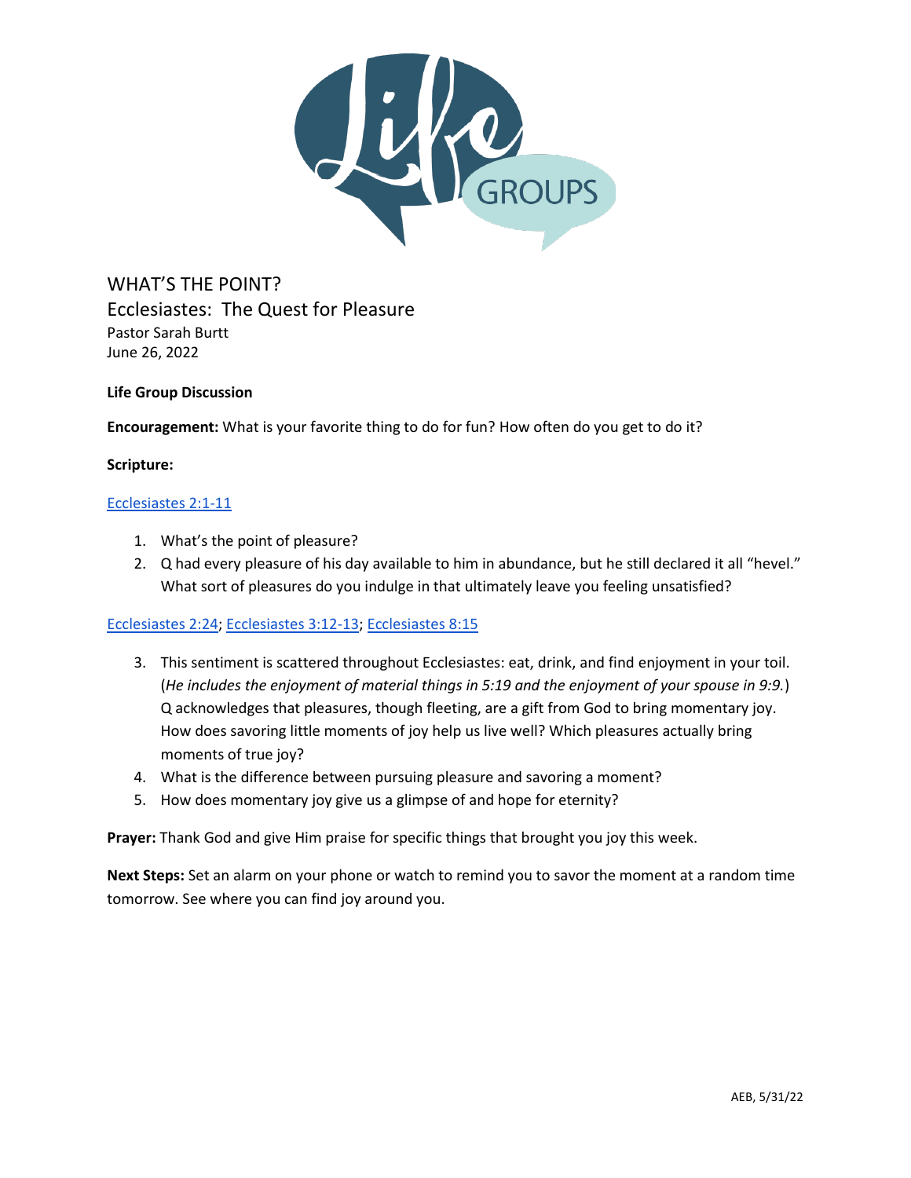# WHAT'S THE POINT?

## Ecclesiastes: The Quest for Pleasure

Pastor Sarah Burtt
June 26, 2022

**Life Group Discussion**

**Encouragement:** What is your favorite thing to do for fun? How often do you get to do it?

**Scripture:**

Ecclesiastes 2:1-11

1. What's the point of pleasure?
2. Q had every pleasure of his day available to him in abundance, but he still declared it all "hevel." What sort of pleasures do you indulge in that ultimately leave you feeling unsatisfied?

Ecclesiastes 2:24; Ecclesiastes 3:12-13; Ecclesiastes 8:15

3. This sentiment is scattered throughout Ecclesiastes: eat, drink, and find enjoyment in your toil. (*He includes the enjoyment of material things in 5:19 and the enjoyment of your spouse in 9:9.*) Q acknowledges that pleasures, though fleeting, are a gift from God to bring momentary joy. How does savoring little moments of joy help us live well? Which pleasures actually bring moments of true joy?
4. What is the difference between pursuing pleasure and savoring a moment?
5. How does momentary joy give us a glimpse of and hope for eternity?

**Prayer:** Thank God and give Him praise for specific things that brought you joy this week.

**Next Steps:** Set an alarm on your phone or watch to remind you to savor the moment at a random time tomorrow. See where you can find joy around you.

AEB, 5/31/22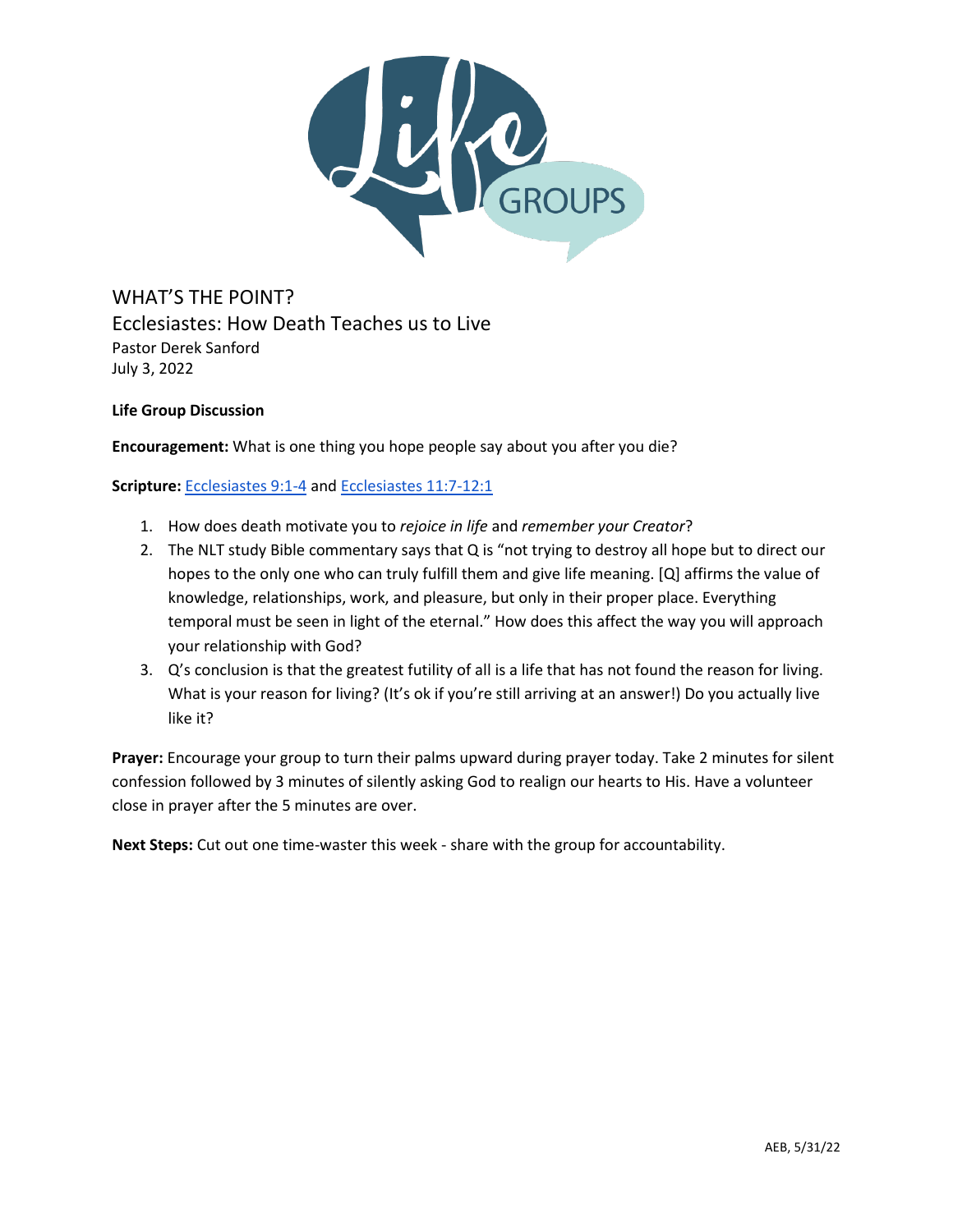# WHAT'S THE POINT?

## Ecclesiastes: How Death Teaches us to Live

Pastor Derek Sanford
July 3, 2022

**Life Group Discussion**

**Encouragement:** What is one thing you hope people say about you after you die?

**Scripture:** Ecclesiastes 9:1-4 and Ecclesiastes 11:7-12:1

1. How does death motivate you to *rejoice in life* and *remember your Creator*?
2. The NLT study Bible commentary says that Q is "not trying to destroy all hope but to direct our hopes to the only one who can truly fulfill them and give life meaning. [Q] affirms the value of knowledge, relationships, work, and pleasure, but only in their proper place. Everything temporal must be seen in light of the eternal." How does this affect the way you will approach your relationship with God?
3. Q's conclusion is that the greatest futility of all is a life that has not found the reason for living. What is your reason for living? (It's ok if you're still arriving at an answer!) Do you actually live like it?

**Prayer:** Encourage your group to turn their palms upward during prayer today. Take 2 minutes for silent confession followed by 3 minutes of silently asking God to realign our hearts to His. Have a volunteer close in prayer after the 5 minutes are over.

**Next Steps:** Cut out one time-waster this week - share with the group for accountability.

AEB, 5/31/22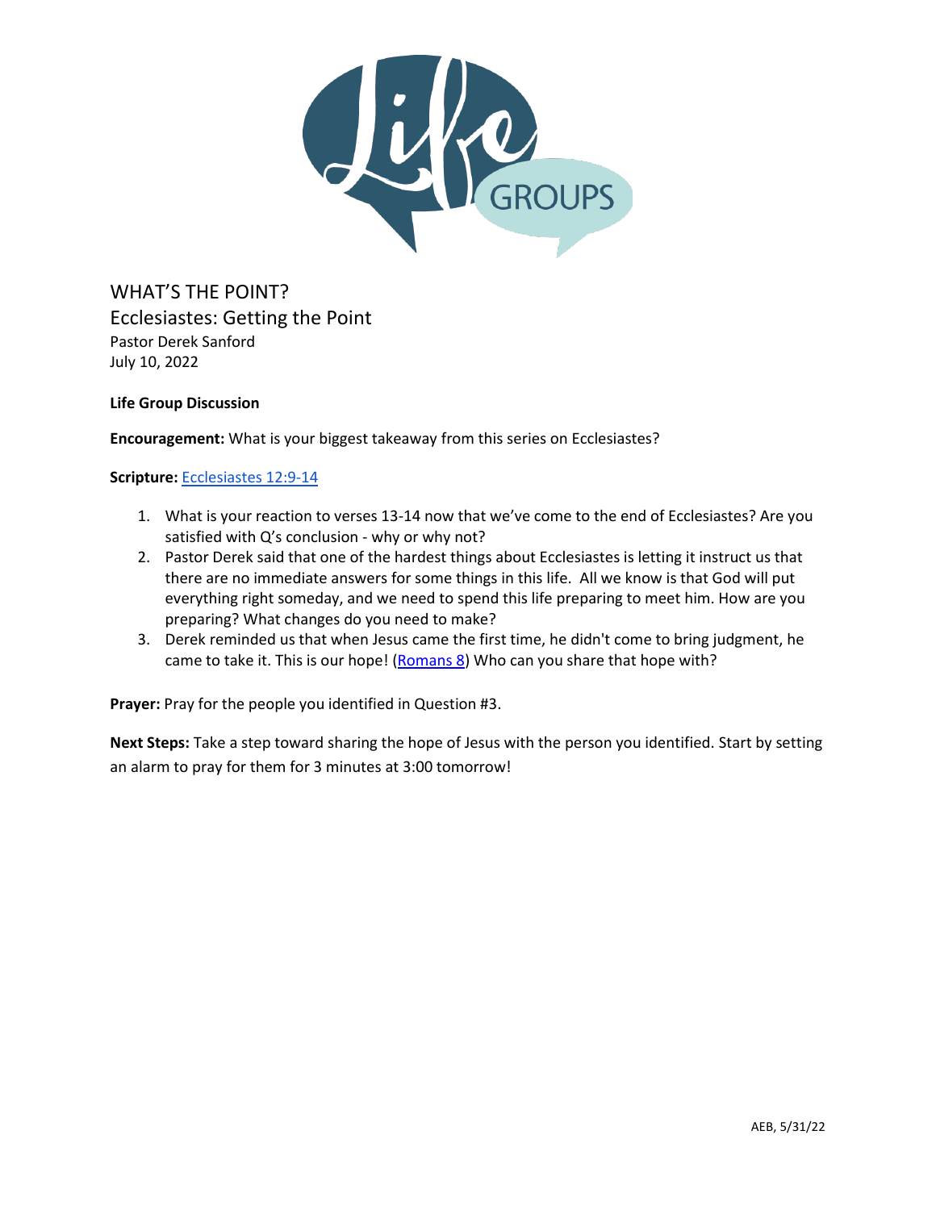WHAT'S THE POINT?

Ecclesiastes: Getting the Point

Pastor Derek Sanford

July 10, 2022

**Life Group Discussion**

**Encouragement:** What is your biggest takeaway from this series on Ecclesiastes?

**Scripture:** Ecclesiastes 12:9-14

1. What is your reaction to verses 13-14 now that we've come to the end of Ecclesiastes? Are you satisfied with Q's conclusion - why or why not?
2. Pastor Derek said that one of the hardest things about Ecclesiastes is letting it instruct us that there are no immediate answers for some things in this life. All we know is that God will put everything right someday, and we need to spend this life preparing to meet him. How are you preparing? What changes do you need to make?
3. Derek reminded us that when Jesus came the first time, he didn't come to bring judgment, he came to take it. This is our hope! (Romans 8) Who can you share that hope with?

**Prayer:** Pray for the people you identified in Question #3.

**Next Steps:** Take a step toward sharing the hope of Jesus with the person you identified. Start by setting an alarm to pray for them for 3 minutes at 3:00 tomorrow!

AEB, 5/31/22